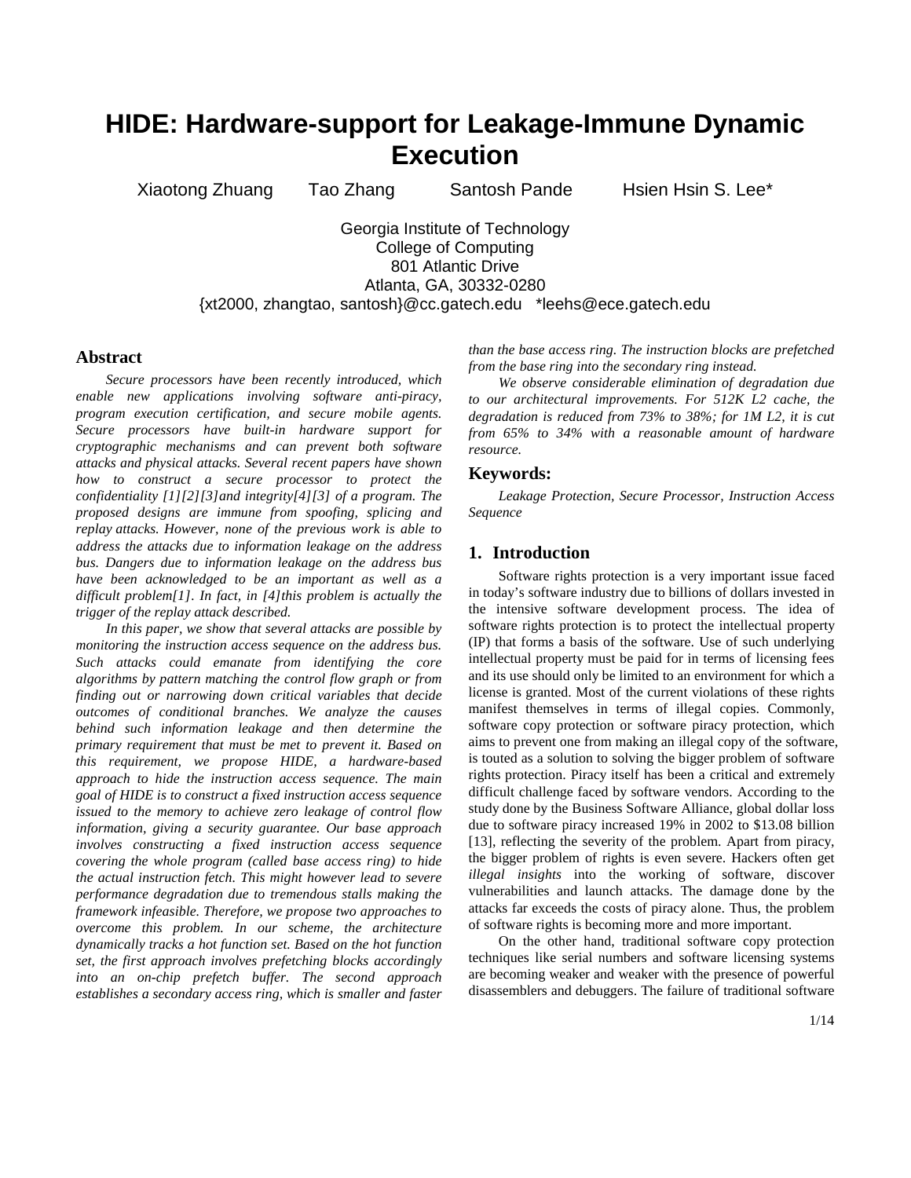# HIDE: Hardware-support for Leakage-Immune Dynamic Execution

Xiaotong Zhuang    Tao Zhang    Santosh Pande    Hsien Hsin S. Lee*

Georgia Institute of Technology  
College of Computing  
801 Atlantic Drive  
Atlanta, GA, 30332-0280  
{xt2000, zhangtao, santosh}@cc.gatech.edu   *leehs@ece.gatech.edu

## Abstract

*Secure processors have been recently introduced, which enable new applications involving software anti-piracy, program execution certification, and secure mobile agents. Secure processors have built-in hardware support for cryptographic mechanisms and can prevent both software attacks and physical attacks. Several recent papers have shown how to construct a secure processor to protect the confidentiality [1][2][3] and integrity[4][3] of a program. The proposed designs are immune from spoofing, splicing and replay attacks. However, none of the previous work is able to address the attacks due to information leakage on the address bus. Dangers due to information leakage on the address bus have been acknowledged to be an important as well as a difficult problem[1]. In fact, in [4] this problem is actually the trigger of the replay attack described.*

*In this paper, we show that several attacks are possible by monitoring the instruction access sequence on the address bus. Such attacks could emanate from identifying the core algorithms by pattern matching the control flow graph or from finding out or narrowing down critical variables that decide outcomes of conditional branches. We analyze the causes behind such information leakage and then determine the primary requirement that must be met to prevent it. Based on this requirement, we propose HIDE, a hardware-based approach to hide the instruction access sequence. The main goal of HIDE is to construct a fixed instruction access sequence issued to the memory to achieve zero leakage of control flow information, giving a security guarantee. Our base approach involves constructing a fixed instruction access sequence covering the whole program (called base access ring) to hide the actual instruction fetch. This might however lead to severe performance degradation due to tremendous stalls making the framework infeasible. Therefore, we propose two approaches to overcome this problem. In our scheme, the architecture dynamically tracks a hot function set. Based on the hot function set, the first approach involves prefetching blocks accordingly into an on-chip prefetch buffer. The second approach establishes a secondary access ring, which is smaller and faster than the base access ring. The instruction blocks are prefetched from the base ring into the secondary ring instead.*

*We observe considerable elimination of degradation due to our architectural improvements. For 512K L2 cache, the degradation is reduced from 73% to 38%; for 1M L2, it is cut from 65% to 34% with a reasonable amount of hardware resource.*

## Keywords:

*Leakage Protection, Secure Processor, Instruction Access Sequence*

## 1. Introduction

Software rights protection is a very important issue faced in today's software industry due to billions of dollars invested in the intensive software development process. The idea of software rights protection is to protect the intellectual property (IP) that forms a basis of the software. Use of such underlying intellectual property must be paid for in terms of licensing fees and its use should only be limited to an environment for which a license is granted. Most of the current violations of these rights manifest themselves in terms of illegal copies. Commonly, software copy protection or software piracy protection, which aims to prevent one from making an illegal copy of the software, is touted as a solution to solving the bigger problem of software rights protection. Piracy itself has been a critical and extremely difficult challenge faced by software vendors. According to the study done by the Business Software Alliance, global dollar loss due to software piracy increased 19% in 2002 to \$13.08 billion [13], reflecting the severity of the problem. Apart from piracy, the bigger problem of rights is even severe. Hackers often get *illegal insights* into the working of software, discover vulnerabilities and launch attacks. The damage done by the attacks far exceeds the costs of piracy alone. Thus, the problem of software rights is becoming more and more important.

On the other hand, traditional software copy protection techniques like serial numbers and software licensing systems are becoming weaker and weaker with the presence of powerful disassemblers and debuggers. The failure of traditional software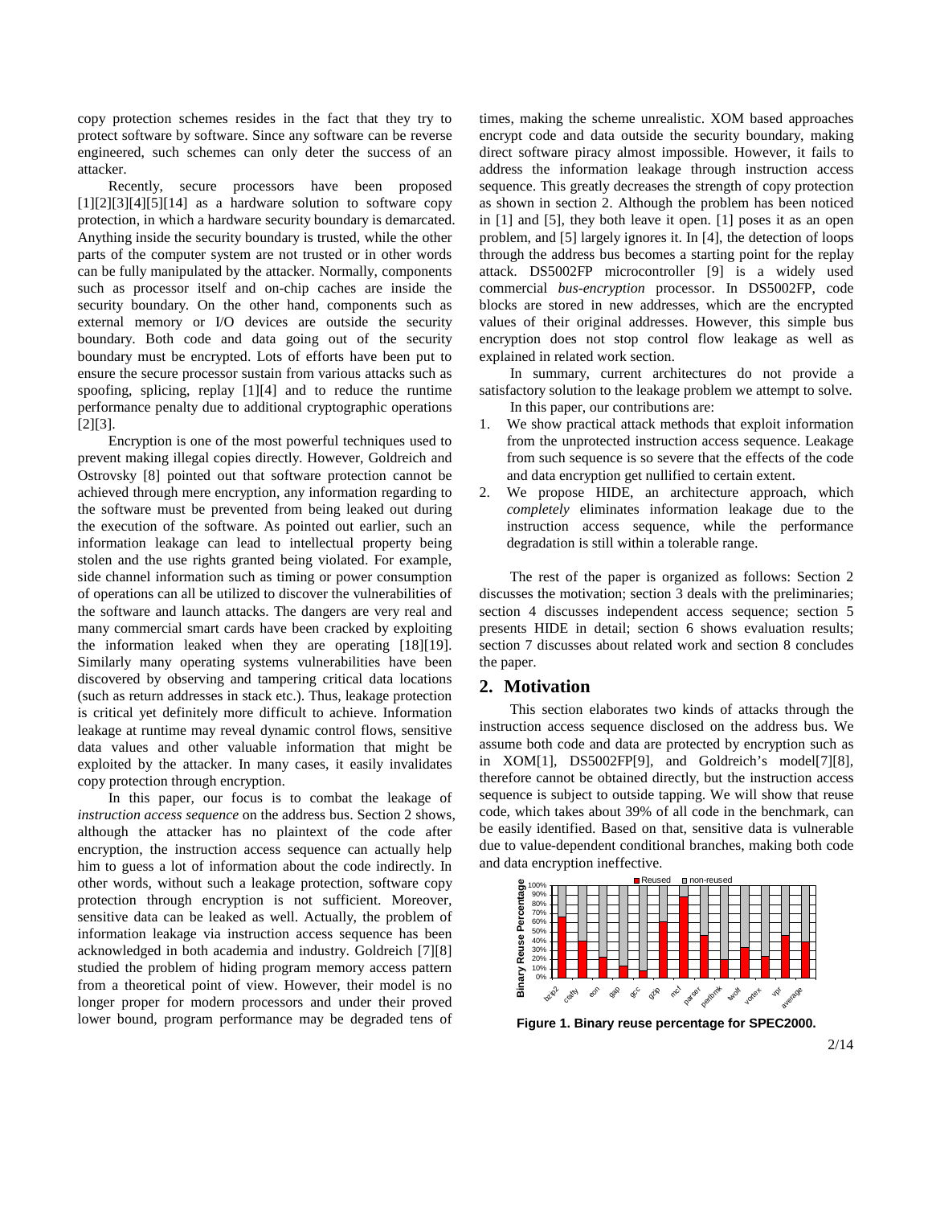copy protection schemes resides in the fact that they try to protect software by software. Since any software can be reverse engineered, such schemes can only deter the success of an attacker.

Recently, secure processors have been proposed [1][2][3][4][5][14] as a hardware solution to software copy protection, in which a hardware security boundary is demarcated. Anything inside the security boundary is trusted, while the other parts of the computer system are not trusted or in other words can be fully manipulated by the attacker. Normally, components such as processor itself and on-chip caches are inside the security boundary. On the other hand, components such as external memory or I/O devices are outside the security boundary. Both code and data going out of the security boundary must be encrypted. Lots of efforts have been put to ensure the secure processor sustain from various attacks such as spoofing, splicing, replay [1][4] and to reduce the runtime performance penalty due to additional cryptographic operations [2][3].

Encryption is one of the most powerful techniques used to prevent making illegal copies directly. However, Goldreich and Ostrovsky [8] pointed out that software protection cannot be achieved through mere encryption, any information regarding to the software must be prevented from being leaked out during the execution of the software. As pointed out earlier, such an information leakage can lead to intellectual property being stolen and the use rights granted being violated. For example, side channel information such as timing or power consumption of operations can all be utilized to discover the vulnerabilities of the software and launch attacks. The dangers are very real and many commercial smart cards have been cracked by exploiting the information leaked when they are operating [18][19]. Similarly many operating systems vulnerabilities have been discovered by observing and tampering critical data locations (such as return addresses in stack etc.). Thus, leakage protection is critical yet definitely more difficult to achieve. Information leakage at runtime may reveal dynamic control flows, sensitive data values and other valuable information that might be exploited by the attacker. In many cases, it easily invalidates copy protection through encryption.

In this paper, our focus is to combat the leakage of *instruction access sequence* on the address bus. Section 2 shows, although the attacker has no plaintext of the code after encryption, the instruction access sequence can actually help him to guess a lot of information about the code indirectly. In other words, without such a leakage protection, software copy protection through encryption is not sufficient. Moreover, sensitive data can be leaked as well. Actually, the problem of information leakage via instruction access sequence has been acknowledged in both academia and industry. Goldreich [7][8] studied the problem of hiding program memory access pattern from a theoretical point of view. However, their model is no longer proper for modern processors and under their proved lower bound, program performance may be degraded tens of times, making the scheme unrealistic. XOM based approaches encrypt code and data outside the security boundary, making direct software piracy almost impossible. However, it fails to address the information leakage through instruction access sequence. This greatly decreases the strength of copy protection as shown in section 2. Although the problem has been noticed in [1] and [5], they both leave it open. [1] poses it as an open problem, and [5] largely ignores it. In [4], the detection of loops through the address bus becomes a starting point for the replay attack. DS5002FP microcontroller [9] is a widely used commercial *bus-encryption* processor. In DS5002FP, code blocks are stored in new addresses, which are the encrypted values of their original addresses. However, this simple bus encryption does not stop control flow leakage as well as explained in related work section.

In summary, current architectures do not provide a satisfactory solution to the leakage problem we attempt to solve.

In this paper, our contributions are:

1. We show practical attack methods that exploit information from the unprotected instruction access sequence. Leakage from such sequence is so severe that the effects of the code and data encryption get nullified to certain extent.
2. We propose HIDE, an architecture approach, which *completely* eliminates information leakage due to the instruction access sequence, while the performance degradation is still within a tolerable range.

The rest of the paper is organized as follows: Section 2 discusses the motivation; section 3 deals with the preliminaries; section 4 discusses independent access sequence; section 5 presents HIDE in detail; section 6 shows evaluation results; section 7 discusses about related work and section 8 concludes the paper.

## 2. Motivation

This section elaborates two kinds of attacks through the instruction access sequence disclosed on the address bus. We assume both code and data are protected by encryption such as in XOM[1], DS5002FP[9], and Goldreich's model[7][8], therefore cannot be obtained directly, but the instruction access sequence is subject to outside tapping. We will show that reuse code, which takes about 39% of all code in the benchmark, can be easily identified. Based on that, sensitive data is vulnerable due to value-dependent conditional branches, making both code and data encryption ineffective.

**Figure 1. Binary reuse percentage for SPEC2000.**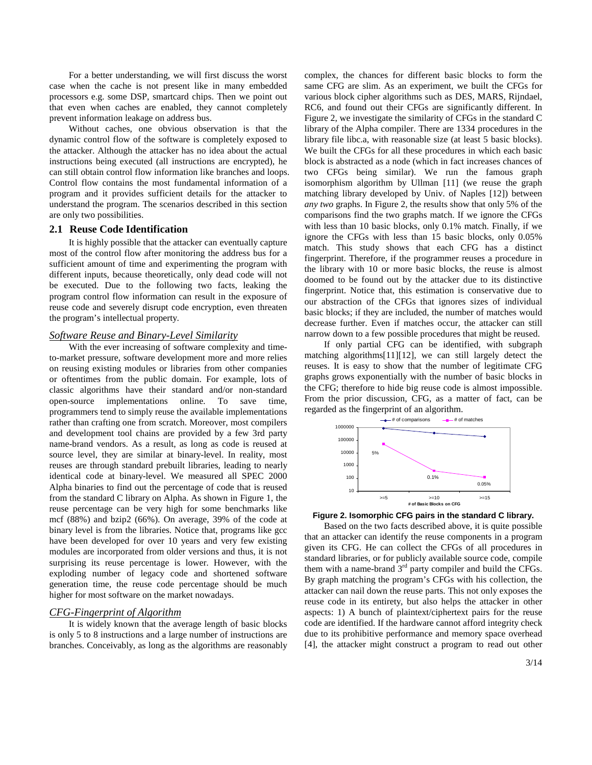For a better understanding, we will first discuss the worst case when the cache is not present like in many embedded processors e.g. some DSP, smartcard chips. Then we point out that even when caches are enabled, they cannot completely prevent information leakage on address bus.

Without caches, one obvious observation is that the dynamic control flow of the software is completely exposed to the attacker. Although the attacker has no idea about the actual instructions being executed (all instructions are encrypted), he can still obtain control flow information like branches and loops. Control flow contains the most fundamental information of a program and it provides sufficient details for the attacker to understand the program. The scenarios described in this section are only two possibilities.

## 2.1 Reuse Code Identification

It is highly possible that the attacker can eventually capture most of the control flow after monitoring the address bus for a sufficient amount of time and experimenting the program with different inputs, because theoretically, only dead code will not be executed. Due to the following two facts, leaking the program control flow information can result in the exposure of reuse code and severely disrupt code encryption, even threaten the program's intellectual property.

### *Software Reuse and Binary-Level Similarity*

With the ever increasing of software complexity and time-to-market pressure, software development more and more relies on reusing existing modules or libraries from other companies or oftentimes from the public domain. For example, lots of classic algorithms have their standard and/or non-standard open-source implementations online. To save time, programmers tend to simply reuse the available implementations rather than crafting one from scratch. Moreover, most compilers and development tool chains are provided by a few 3rd party name-brand vendors. As a result, as long as code is reused at source level, they are similar at binary-level. In reality, most reuses are through standard prebuilt libraries, leading to nearly identical code at binary-level. We measured all SPEC 2000 Alpha binaries to find out the percentage of code that is reused from the standard C library on Alpha. As shown in Figure 1, the reuse percentage can be very high for some benchmarks like mcf (88%) and bzip2 (66%). On average, 39% of the code at binary level is from the libraries. Notice that, programs like gcc have been developed for over 10 years and very few existing modules are incorporated from older versions and thus, it is not surprising its reuse percentage is lower. However, with the exploding number of legacy code and shortened software generation time, the reuse code percentage should be much higher for most software on the market nowadays.

### *CFG-Fingerprint of Algorithm*

It is widely known that the average length of basic blocks is only 5 to 8 instructions and a large number of instructions are branches. Conceivably, as long as the algorithms are reasonably complex, the chances for different basic blocks to form the same CFG are slim. As an experiment, we built the CFGs for various block cipher algorithms such as DES, MARS, Rijndael, RC6, and found out their CFGs are significantly different. In Figure 2, we investigate the similarity of CFGs in the standard C library of the Alpha compiler. There are 1334 procedures in the library file libc.a, with reasonable size (at least 5 basic blocks). We built the CFGs for all these procedures in which each basic block is abstracted as a node (which in fact increases chances of two CFGs being similar). We run the famous graph isomorphism algorithm by Ullman [11] (we reuse the graph matching library developed by Univ. of Naples [12]) between *any two* graphs. In Figure 2, the results show that only 5% of the comparisons find the two graphs match. If we ignore the CFGs with less than 10 basic blocks, only 0.1% match. Finally, if we ignore the CFGs with less than 15 basic blocks, only 0.05% match. This study shows that each CFG has a distinct fingerprint. Therefore, if the programmer reuses a procedure in the library with 10 or more basic blocks, the reuse is almost doomed to be found out by the attacker due to its distinctive fingerprint. Notice that, this estimation is conservative due to our abstraction of the CFGs that ignores sizes of individual basic blocks; if they are included, the number of matches would decrease further. Even if matches occur, the attacker can still narrow down to a few possible procedures that might be reused.

If only partial CFG can be identified, with subgraph matching algorithms[11][12], we can still largely detect the reuses. It is easy to show that the number of legitimate CFG graphs grows exponentially with the number of basic blocks in the CFG; therefore to hide big reuse code is almost impossible. From the prior discussion, CFG, as a matter of fact, can be regarded as the fingerprint of an algorithm.

\# of comparisons
\# of matches
1000000
100000
10000
1000
100
10
5%
0.1%
0.05%
>=5
>=10
>=15
\# of Basic Blocks on CFG

**Figure 2. Isomorphic CFG pairs in the standard C library.**

Based on the two facts described above, it is quite possible that an attacker can identify the reuse components in a program given its CFG. He can collect the CFGs of all procedures in standard libraries, or for publicly available source code, compile them with a name-brand 3rd party compiler and build the CFGs. By graph matching the program's CFGs with his collection, the attacker can nail down the reuse parts. This not only exposes the reuse code in its entirety, but also helps the attacker in other aspects: 1) A bunch of plaintext/ciphertext pairs for the reuse code are identified. If the hardware cannot afford integrity check due to its prohibitive performance and memory space overhead [4], the attacker might construct a program to read out other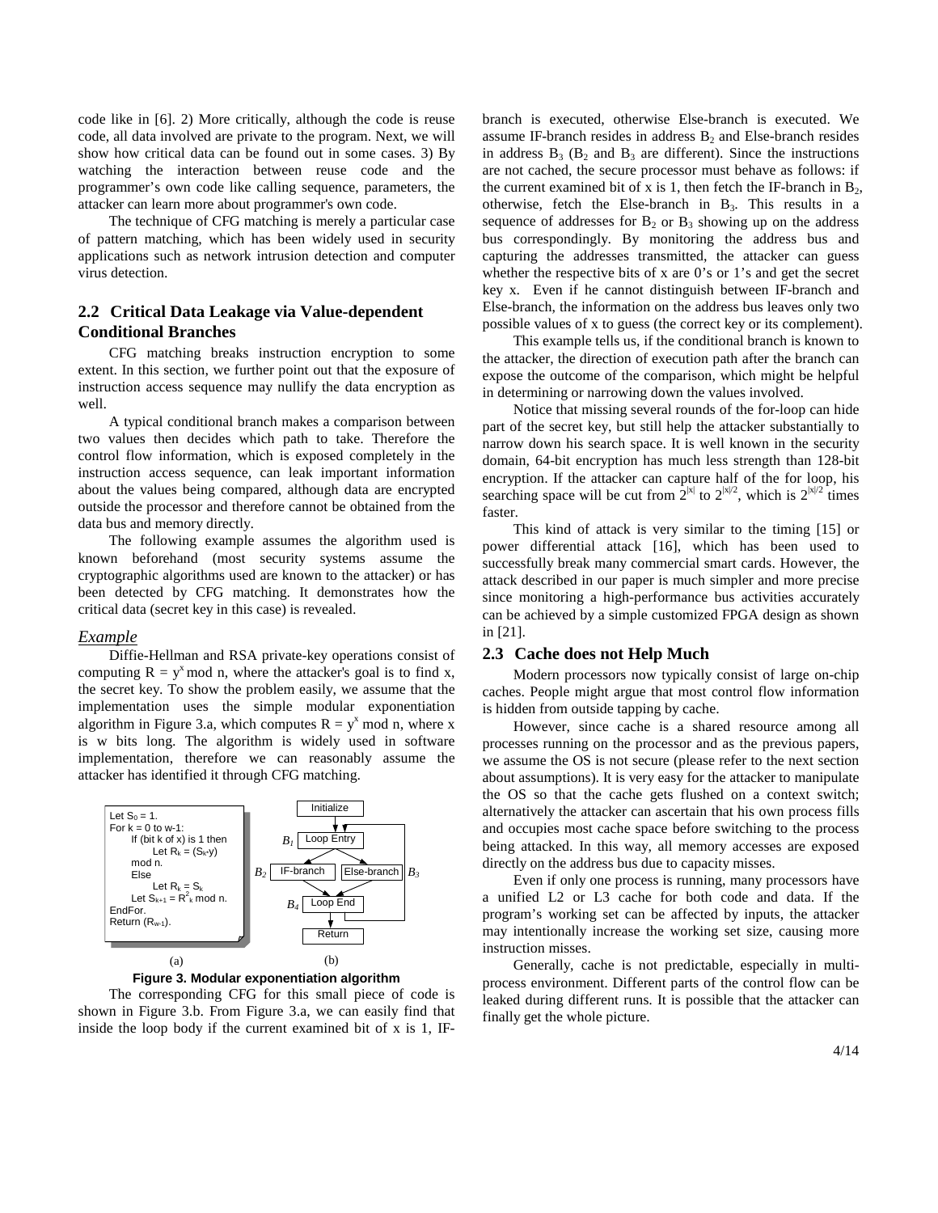code like in [6]. 2) More critically, although the code is reuse code, all data involved are private to the program. Next, we will show how critical data can be found out in some cases. 3) By watching the interaction between reuse code and the programmer's own code like calling sequence, parameters, the attacker can learn more about programmer's own code.

The technique of CFG matching is merely a particular case of pattern matching, which has been widely used in security applications such as network intrusion detection and computer virus detection.

## 2.2 Critical Data Leakage via Value-dependent Conditional Branches

CFG matching breaks instruction encryption to some extent. In this section, we further point out that the exposure of instruction access sequence may nullify the data encryption as well.

A typical conditional branch makes a comparison between two values then decides which path to take. Therefore the control flow information, which is exposed completely in the instruction access sequence, can leak important information about the values being compared, although data are encrypted outside the processor and therefore cannot be obtained from the data bus and memory directly.

The following example assumes the algorithm used is known beforehand (most security systems assume the cryptographic algorithms used are known to the attacker) or has been detected by CFG matching. It demonstrates how the critical data (secret key in this case) is revealed.

*Example*

Diffie-Hellman and RSA private-key operations consist of computing $R = y^x \bmod n$, where the attacker's goal is to find x, the secret key. To show the problem easily, we assume that the implementation uses the simple modular exponentiation algorithm in Figure 3.a, which computes $R = y^x \bmod n$, where x is w bits long. The algorithm is widely used in software implementation, therefore we can reasonably assume the attacker has identified it through CFG matching.

```
Let S0 = 1.
For k = 0 to w-1:
    If (bit k of x) is 1 then
        Let Rk = (Sk·y)
        mod n.
    Else
        Let Rk = Sk
    Let Sk+1 = R²k mod n.
EndFor.
Return (Rw-1).
```

Initialize
$B_1$ Loop Entry
$B_2$ IF-branch
Else-branch $B_3$
$B_4$ Loop End
Return

(a) (b)

**Figure 3. Modular exponentiation algorithm**

The corresponding CFG for this small piece of code is shown in Figure 3.b. From Figure 3.a, we can easily find that inside the loop body if the current examined bit of x is 1, IF-branch is executed, otherwise Else-branch is executed. We assume IF-branch resides in address $B_2$ and Else-branch resides in address $B_3$ ($B_2$ and $B_3$ are different). Since the instructions are not cached, the secure processor must behave as follows: if the current examined bit of x is 1, then fetch the IF-branch in $B_2$, otherwise, fetch the Else-branch in $B_3$. This results in a sequence of addresses for $B_2$ or $B_3$ showing up on the address bus correspondingly. By monitoring the address bus and capturing the addresses transmitted, the attacker can guess whether the respective bits of x are 0's or 1's and get the secret key x. Even if he cannot distinguish between IF-branch and Else-branch, the information on the address bus leaves only two possible values of x to guess (the correct key or its complement).

This example tells us, if the conditional branch is known to the attacker, the direction of execution path after the branch can expose the outcome of the comparison, which might be helpful in determining or narrowing down the values involved.

Notice that missing several rounds of the for-loop can hide part of the secret key, but still help the attacker substantially to narrow down his search space. It is well known in the security domain, 64-bit encryption has much less strength than 128-bit encryption. If the attacker can capture half of the for loop, his searching space will be cut from $2^{|x|}$ to $2^{|x|/2}$, which is $2^{|x|/2}$ times faster.

This kind of attack is very similar to the timing [15] or power differential attack [16], which has been used to successfully break many commercial smart cards. However, the attack described in our paper is much simpler and more precise since monitoring a high-performance bus activities accurately can be achieved by a simple customized FPGA design as shown in [21].

## 2.3 Cache does not Help Much

Modern processors now typically consist of large on-chip caches. People might argue that most control flow information is hidden from outside tapping by cache.

However, since cache is a shared resource among all processes running on the processor and as the previous papers, we assume the OS is not secure (please refer to the next section about assumptions). It is very easy for the attacker to manipulate the OS so that the cache gets flushed on a context switch; alternatively the attacker can ascertain that his own process fills and occupies most cache space before switching to the process being attacked. In this way, all memory accesses are exposed directly on the address bus due to capacity misses.

Even if only one process is running, many processors have a unified L2 or L3 cache for both code and data. If the program's working set can be affected by inputs, the attacker may intentionally increase the working set size, causing more instruction misses.

Generally, cache is not predictable, especially in multi-process environment. Different parts of the control flow can be leaked during different runs. It is possible that the attacker can finally get the whole picture.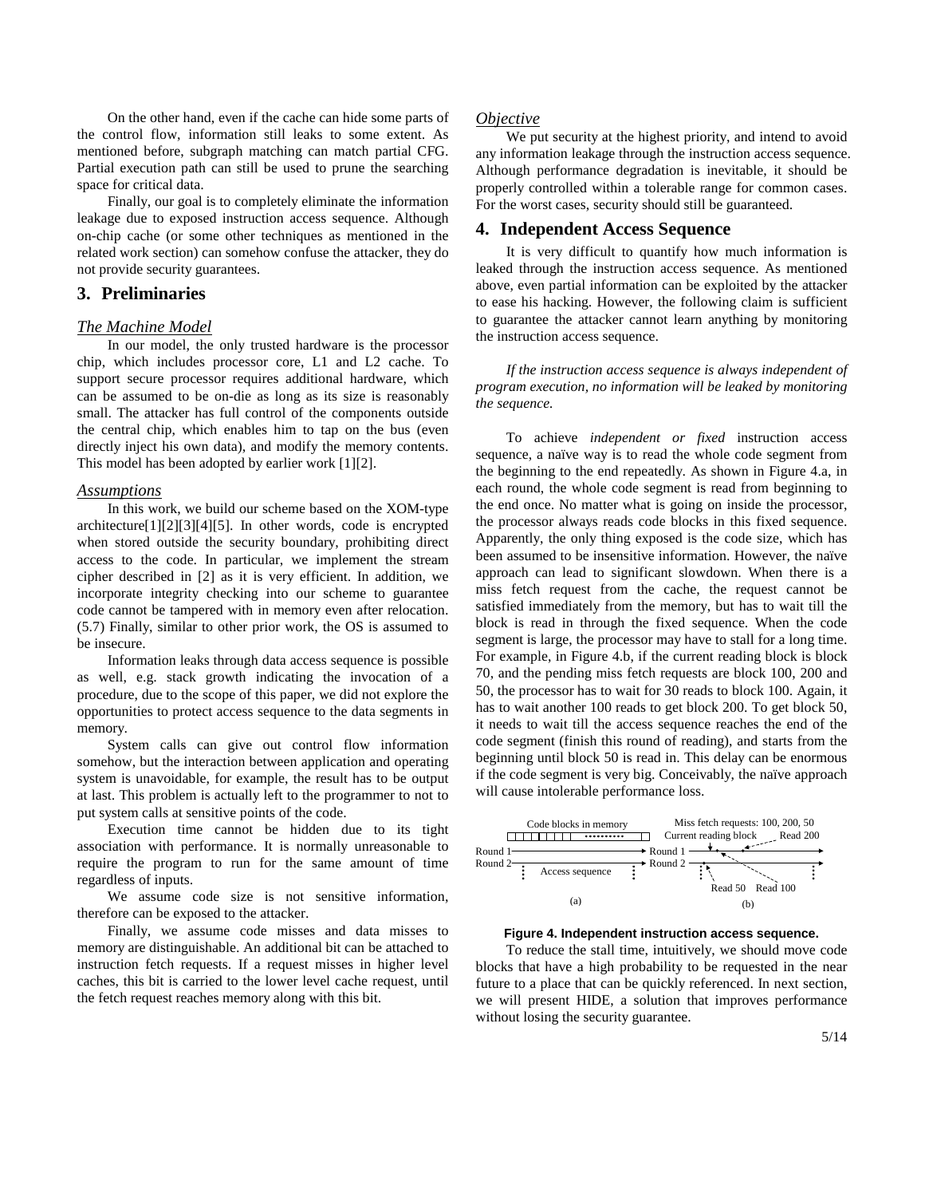On the other hand, even if the cache can hide some parts of the control flow, information still leaks to some extent. As mentioned before, subgraph matching can match partial CFG. Partial execution path can still be used to prune the searching space for critical data.

Finally, our goal is to completely eliminate the information leakage due to exposed instruction access sequence. Although on-chip cache (or some other techniques as mentioned in the related work section) can somehow confuse the attacker, they do not provide security guarantees.

## 3. Preliminaries

### *The Machine Model*

In our model, the only trusted hardware is the processor chip, which includes processor core, L1 and L2 cache. To support secure processor requires additional hardware, which can be assumed to be on-die as long as its size is reasonably small. The attacker has full control of the components outside the central chip, which enables him to tap on the bus (even directly inject his own data), and modify the memory contents. This model has been adopted by earlier work [1][2].

### *Assumptions*

In this work, we build our scheme based on the XOM-type architecture[1][2][3][4][5]. In other words, code is encrypted when stored outside the security boundary, prohibiting direct access to the code. In particular, we implement the stream cipher described in [2] as it is very efficient. In addition, we incorporate integrity checking into our scheme to guarantee code cannot be tampered with in memory even after relocation. (5.7) Finally, similar to other prior work, the OS is assumed to be insecure.

Information leaks through data access sequence is possible as well, e.g. stack growth indicating the invocation of a procedure, due to the scope of this paper, we did not explore the opportunities to protect access sequence to the data segments in memory.

System calls can give out control flow information somehow, but the interaction between application and operating system is unavoidable, for example, the result has to be output at last. This problem is actually left to the programmer to not to put system calls at sensitive points of the code.

Execution time cannot be hidden due to its tight association with performance. It is normally unreasonable to require the program to run for the same amount of time regardless of inputs.

We assume code size is not sensitive information, therefore can be exposed to the attacker.

Finally, we assume code misses and data misses to memory are distinguishable. An additional bit can be attached to instruction fetch requests. If a request misses in higher level caches, this bit is carried to the lower level cache request, until the fetch request reaches memory along with this bit.

### *Objective*

We put security at the highest priority, and intend to avoid any information leakage through the instruction access sequence. Although performance degradation is inevitable, it should be properly controlled within a tolerable range for common cases. For the worst cases, security should still be guaranteed.

## 4. Independent Access Sequence

It is very difficult to quantify how much information is leaked through the instruction access sequence. As mentioned above, even partial information can be exploited by the attacker to ease his hacking. However, the following claim is sufficient to guarantee the attacker cannot learn anything by monitoring the instruction access sequence.

*If the instruction access sequence is always independent of program execution, no information will be leaked by monitoring the sequence.*

To achieve *independent or fixed* instruction access sequence, a naïve way is to read the whole code segment from the beginning to the end repeatedly. As shown in Figure 4.a, in each round, the whole code segment is read from beginning to the end once. No matter what is going on inside the processor, the processor always reads code blocks in this fixed sequence. Apparently, the only thing exposed is the code size, which has been assumed to be insensitive information. However, the naïve approach can lead to significant slowdown. When there is a miss fetch request from the cache, the request cannot be satisfied immediately from the memory, but has to wait till the block is read in through the fixed sequence. When the code segment is large, the processor may have to stall for a long time. For example, in Figure 4.b, if the current reading block is block 70, and the pending miss fetch requests are block 100, 200 and 50, the processor has to wait for 30 reads to block 100. Again, it has to wait another 100 reads to get block 200. To get block 50, it needs to wait till the access sequence reaches the end of the code segment (finish this round of reading), and starts from the beginning until block 50 is read in. This delay can be enormous if the code segment is very big. Conceivably, the naïve approach will cause intolerable performance loss.

Code blocks in memory
Round 1
Round 2
Access sequence
(a)

Miss fetch requests: 100, 200, 50
Current reading block
Read 200
Round 1
Round 2
Read 50
Read 100
(b)

**Figure 4. Independent instruction access sequence.**

To reduce the stall time, intuitively, we should move code blocks that have a high probability to be requested in the near future to a place that can be quickly referenced. In next section, we will present HIDE, a solution that improves performance without losing the security guarantee.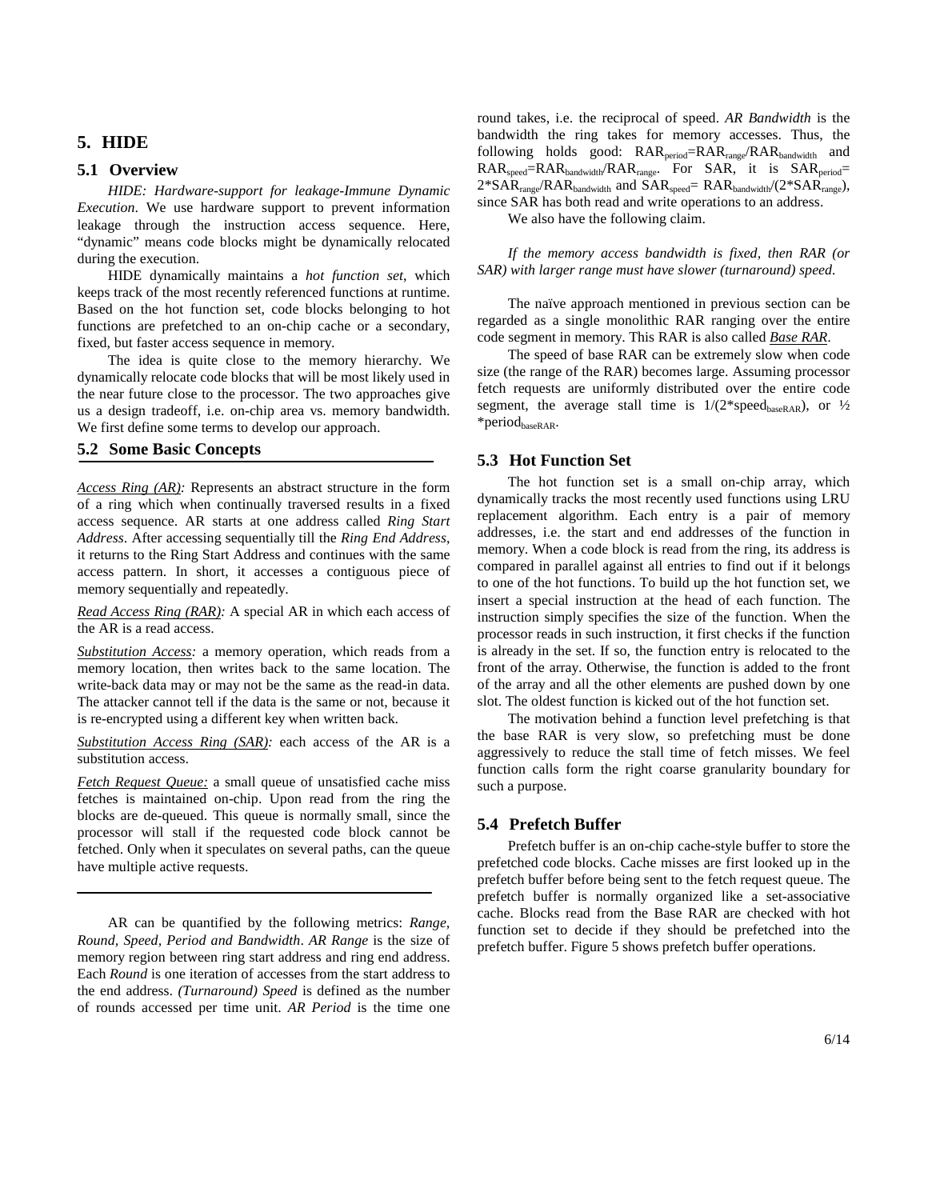# 5. HIDE

## 5.1 Overview

*HIDE: Hardware-support for leakage-Immune Dynamic Execution*. We use hardware support to prevent information leakage through the instruction access sequence. Here, "dynamic" means code blocks might be dynamically relocated during the execution.

HIDE dynamically maintains a *hot function set*, which keeps track of the most recently referenced functions at runtime. Based on the hot function set, code blocks belonging to hot functions are prefetched to an on-chip cache or a secondary, fixed, but faster access sequence in memory.

The idea is quite close to the memory hierarchy. We dynamically relocate code blocks that will be most likely used in the near future close to the processor. The two approaches give us a design tradeoff, i.e. on-chip area vs. memory bandwidth. We first define some terms to develop our approach.

## 5.2 Some Basic Concepts

*Access Ring (AR):* Represents an abstract structure in the form of a ring which when continually traversed results in a fixed access sequence. AR starts at one address called *Ring Start Address*. After accessing sequentially till the *Ring End Address*, it returns to the Ring Start Address and continues with the same access pattern. In short, it accesses a contiguous piece of memory sequentially and repeatedly.

*Read Access Ring (RAR):* A special AR in which each access of the AR is a read access.

*Substitution Access:* a memory operation, which reads from a memory location, then writes back to the same location. The write-back data may or may not be the same as the read-in data. The attacker cannot tell if the data is the same or not, because it is re-encrypted using a different key when written back.

*Substitution Access Ring (SAR):* each access of the AR is a substitution access.

*Fetch Request Queue:* a small queue of unsatisfied cache miss fetches is maintained on-chip. Upon read from the ring the blocks are de-queued. This queue is normally small, since the processor will stall if the requested code block cannot be fetched. Only when it speculates on several paths, can the queue have multiple active requests.

AR can be quantified by the following metrics: *Range, Round, Speed, Period and Bandwidth*. *AR Range* is the size of memory region between ring start address and ring end address. Each *Round* is one iteration of accesses from the start address to the end address. *(Turnaround) Speed* is defined as the number of rounds accessed per time unit. *AR Period* is the time one round takes, i.e. the reciprocal of speed. *AR Bandwidth* is the bandwidth the ring takes for memory accesses. Thus, the following holds good: $RAR_{period}=RAR_{range}/RAR_{bandwidth}$ and $RAR_{speed}=RAR_{bandwidth}/RAR_{range}$. For SAR, it is $SAR_{period}= 2*SAR_{range}/RAR_{bandwidth}$ and $SAR_{speed}= RAR_{bandwidth}/(2*SAR_{range})$, since SAR has both read and write operations to an address.

We also have the following claim.

*If the memory access bandwidth is fixed, then RAR (or SAR) with larger range must have slower (turnaround) speed.*

The naïve approach mentioned in previous section can be regarded as a single monolithic RAR ranging over the entire code segment in memory. This RAR is also called ***Base RAR***.

The speed of base RAR can be extremely slow when code size (the range of the RAR) becomes large. Assuming processor fetch requests are uniformly distributed over the entire code segment, the average stall time is $1/(2*speed_{baseRAR})$, or $\frac{1}{2} *period_{baseRAR}$.

## 5.3 Hot Function Set

The hot function set is a small on-chip array, which dynamically tracks the most recently used functions using LRU replacement algorithm. Each entry is a pair of memory addresses, i.e. the start and end addresses of the function in memory. When a code block is read from the ring, its address is compared in parallel against all entries to find out if it belongs to one of the hot functions. To build up the hot function set, we insert a special instruction at the head of each function. The instruction simply specifies the size of the function. When the processor reads in such instruction, it first checks if the function is already in the set. If so, the function entry is relocated to the front of the array. Otherwise, the function is added to the front of the array and all the other elements are pushed down by one slot. The oldest function is kicked out of the hot function set.

The motivation behind a function level prefetching is that the base RAR is very slow, so prefetching must be done aggressively to reduce the stall time of fetch misses. We feel function calls form the right coarse granularity boundary for such a purpose.

## 5.4 Prefetch Buffer

Prefetch buffer is an on-chip cache-style buffer to store the prefetched code blocks. Cache misses are first looked up in the prefetch buffer before being sent to the fetch request queue. The prefetch buffer is normally organized like a set-associative cache. Blocks read from the Base RAR are checked with hot function set to decide if they should be prefetched into the prefetch buffer. Figure 5 shows prefetch buffer operations.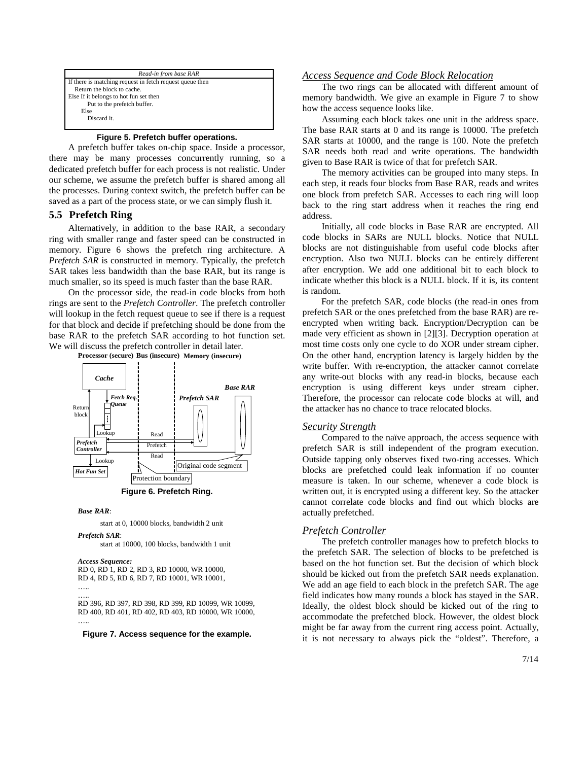```
Read-in from base RAR
If there is matching request in fetch request queue then
   Return the block to cache.
Else If it belongs to hot fun set then
      Put to the prefetch buffer.
   Else
      Discard it.
```

**Figure 5. Prefetch buffer operations.**

A prefetch buffer takes on-chip space. Inside a processor, there may be many processes concurrently running, so a dedicated prefetch buffer for each process is not realistic. Under our scheme, we assume the prefetch buffer is shared among all the processes. During context switch, the prefetch buffer can be saved as a part of the process state, or we can simply flush it.

## 5.5 Prefetch Ring

Alternatively, in addition to the base RAR, a secondary ring with smaller range and faster speed can be constructed in memory. Figure 6 shows the prefetch ring architecture. A *Prefetch SAR* is constructed in memory. Typically, the prefetch SAR takes less bandwidth than the base RAR, but its range is much smaller, so its speed is much faster than the base RAR.

On the processor side, the read-in code blocks from both rings are sent to the *Prefetch Controller*. The prefetch controller will lookup in the fetch request queue to see if there is a request for that block and decide if prefetching should be done from the base RAR to the prefetch SAR according to hot function set. We will discuss the prefetch controller in detail later.

Processor (secure) Bus (insecure) Memory (insecure)

Cache

Fetch Req. Queue

Return block

Lookup

Prefetch Controller

Lookup

Hot Fun Set

Read

Prefetch

Read

Prefetch SAR

Base RAR

Original code segment

Protection boundary

**Figure 6. Prefetch Ring.**

*Base RAR*:

start at 0, 10000 blocks, bandwidth 2 unit

*Prefetch SAR*:

start at 10000, 100 blocks, bandwidth 1 unit

*Access Sequence:*

RD 0, RD 1, RD 2, RD 3, RD 10000, WR 10000,
RD 4, RD 5, RD 6, RD 7, RD 10001, WR 10001,
…..
…..
RD 396, RD 397, RD 398, RD 399, RD 10099, WR 10099,
RD 400, RD 401, RD 402, RD 403, RD 10000, WR 10000,
…..

**Figure 7. Access sequence for the example.**

### *Access Sequence and Code Block Relocation*

The two rings can be allocated with different amount of memory bandwidth. We give an example in Figure 7 to show how the access sequence looks like.

Assuming each block takes one unit in the address space. The base RAR starts at 0 and its range is 10000. The prefetch SAR starts at 10000, and the range is 100. Note the prefetch SAR needs both read and write operations. The bandwidth given to Base RAR is twice of that for prefetch SAR.

The memory activities can be grouped into many steps. In each step, it reads four blocks from Base RAR, reads and writes one block from prefetch SAR. Accesses to each ring will loop back to the ring start address when it reaches the ring end address.

Initially, all code blocks in Base RAR are encrypted. All code blocks in SARs are NULL blocks. Notice that NULL blocks are not distinguishable from useful code blocks after encryption. Also two NULL blocks can be entirely different after encryption. We add one additional bit to each block to indicate whether this block is a NULL block. If it is, its content is random.

For the prefetch SAR, code blocks (the read-in ones from prefetch SAR or the ones prefetched from the base RAR) are re-encrypted when writing back. Encryption/Decryption can be made very efficient as shown in [2][3]. Decryption operation at most time costs only one cycle to do XOR under stream cipher. On the other hand, encryption latency is largely hidden by the write buffer. With re-encryption, the attacker cannot correlate any write-out blocks with any read-in blocks, because each encryption is using different keys under stream cipher. Therefore, the processor can relocate code blocks at will, and the attacker has no chance to trace relocated blocks.

### *Security Strength*

Compared to the naïve approach, the access sequence with prefetch SAR is still independent of the program execution. Outside tapping only observes fixed two-ring accesses. Which blocks are prefetched could leak information if no counter measure is taken. In our scheme, whenever a code block is written out, it is encrypted using a different key. So the attacker cannot correlate code blocks and find out which blocks are actually prefetched.

### *Prefetch Controller*

The prefetch controller manages how to prefetch blocks to the prefetch SAR. The selection of blocks to be prefetched is based on the hot function set. But the decision of which block should be kicked out from the prefetch SAR needs explanation. We add an age field to each block in the prefetch SAR. The age field indicates how many rounds a block has stayed in the SAR. Ideally, the oldest block should be kicked out of the ring to accommodate the prefetched block. However, the oldest block might be far away from the current ring access point. Actually, it is not necessary to always pick the "oldest". Therefore, a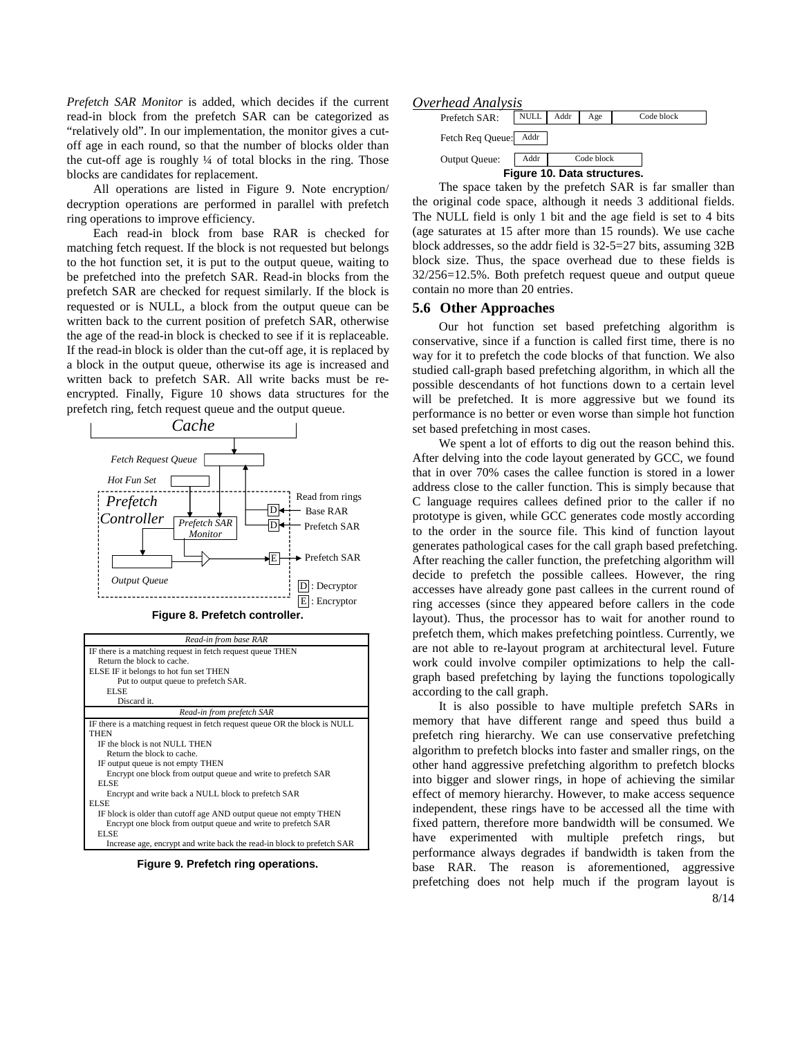*Prefetch SAR Monitor* is added, which decides if the current read-in block from the prefetch SAR can be categorized as "relatively old". In our implementation, the monitor gives a cut-off age in each round, so that the number of blocks older than the cut-off age is roughly ¼ of total blocks in the ring. Those blocks are candidates for replacement.

All operations are listed in Figure 9. Note encryption/ decryption operations are performed in parallel with prefetch ring operations to improve efficiency.

Each read-in block from base RAR is checked for matching fetch request. If the block is not requested but belongs to the hot function set, it is put to the output queue, waiting to be prefetched into the prefetch SAR. Read-in blocks from the prefetch SAR are checked for request similarly. If the block is requested or is NULL, a block from the output queue can be written back to the current position of prefetch SAR, otherwise the age of the read-in block is checked to see if it is replaceable. If the read-in block is older than the cut-off age, it is replaced by a block in the output queue, otherwise its age is increased and written back to prefetch SAR. All write backs must be re-encrypted. Finally, Figure 10 shows data structures for the prefetch ring, fetch request queue and the output queue.

Cache

Fetch Request Queue

Hot Fun Set

Prefetch Controller

Prefetch SAR Monitor

Output Queue

Read from rings

Base RAR

Prefetch SAR

Prefetch SAR

D : Decryptor

E : Encryptor

**Figure 8. Prefetch controller.**

| Read-in from base RAR |
|---|
| IF there is a matching request in fetch request queue THEN<br>Return the block to cache.<br>ELSE IF it belongs to hot fun set THEN<br>Put to output queue to prefetch SAR.<br>ELSE<br>Discard it. |
| *Read-in from prefetch SAR* |
| IF there is a matching request in fetch request queue OR the block is NULL THEN<br>IF the block is not NULL THEN<br>Return the block to cache.<br>IF output queue is not empty THEN<br>Encrypt one block from output queue and write to prefetch SAR<br>ELSE<br>Encrypt and write back a NULL block to prefetch SAR<br>ELSE<br>IF block is older than cutoff age AND output queue not empty THEN<br>Encrypt one block from output queue and write to prefetch SAR<br>ELSE<br>Increase age, encrypt and write back the read-in block to prefetch SAR |

**Figure 9. Prefetch ring operations.**

*Overhead Analysis*

| | | | | |
|---|---|---|---|---|
| Prefetch SAR: | NULL | Addr | Age | Code block |
| Fetch Req Queue: | Addr | | | |
| Output Queue: | Addr | Code block | | |

**Figure 10. Data structures.**

The space taken by the prefetch SAR is far smaller than the original code space, although it needs 3 additional fields. The NULL field is only 1 bit and the age field is set to 4 bits (age saturates at 15 after more than 15 rounds). We use cache block addresses, so the addr field is 32-5=27 bits, assuming 32B block size. Thus, the space overhead due to these fields is 32/256=12.5%. Both prefetch request queue and output queue contain no more than 20 entries.

## 5.6 Other Approaches

Our hot function set based prefetching algorithm is conservative, since if a function is called first time, there is no way for it to prefetch the code blocks of that function. We also studied call-graph based prefetching algorithm, in which all the possible descendants of hot functions down to a certain level will be prefetched. It is more aggressive but we found its performance is no better or even worse than simple hot function set based prefetching in most cases.

We spent a lot of efforts to dig out the reason behind this. After delving into the code layout generated by GCC, we found that in over 70% cases the callee function is stored in a lower address close to the caller function. This is simply because that C language requires callees defined prior to the caller if no prototype is given, while GCC generates code mostly according to the order in the source file. This kind of function layout generates pathological cases for the call graph based prefetching. After reaching the caller function, the prefetching algorithm will decide to prefetch the possible callees. However, the ring accesses have already gone past callees in the current round of ring accesses (since they appeared before callers in the code layout). Thus, the processor has to wait for another round to prefetch them, which makes prefetching pointless. Currently, we are not able to re-layout program at architectural level. Future work could involve compiler optimizations to help the call-graph based prefetching by laying the functions topologically according to the call graph.

It is also possible to have multiple prefetch SARs in memory that have different range and speed thus build a prefetch ring hierarchy. We can use conservative prefetching algorithm to prefetch blocks into faster and smaller rings, on the other hand aggressive prefetching algorithm to prefetch blocks into bigger and slower rings, in hope of achieving the similar effect of memory hierarchy. However, to make access sequence independent, these rings have to be accessed all the time with fixed pattern, therefore more bandwidth will be consumed. We have experimented with multiple prefetch rings, but performance always degrades if bandwidth is taken from the base RAR. The reason is aforementioned, aggressive prefetching does not help much if the program layout is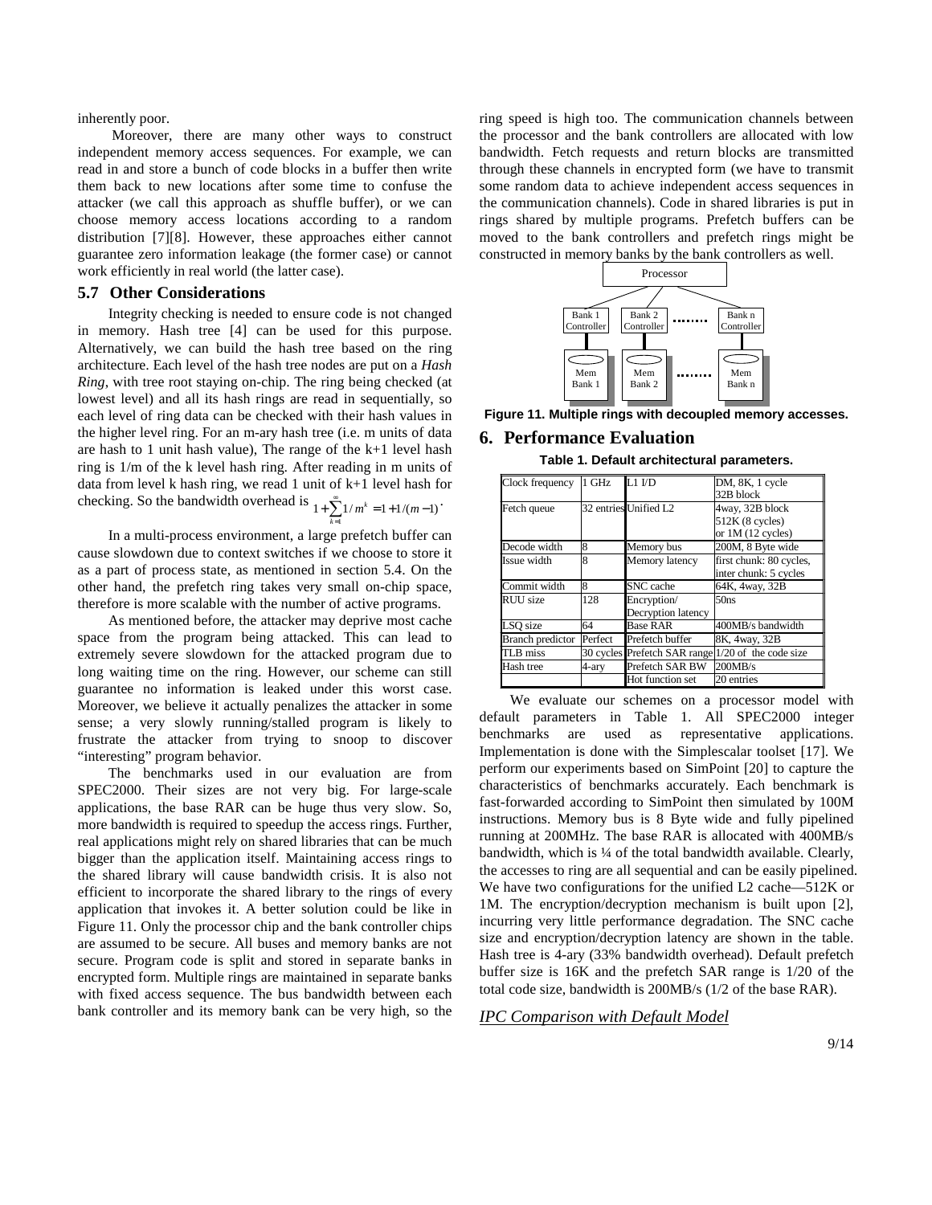inherently poor.

Moreover, there are many other ways to construct independent memory access sequences. For example, we can read in and store a bunch of code blocks in a buffer then write them back to new locations after some time to confuse the attacker (we call this approach as shuffle buffer), or we can choose memory access locations according to a random distribution [7][8]. However, these approaches either cannot guarantee zero information leakage (the former case) or cannot work efficiently in real world (the latter case).

### 5.7 Other Considerations

Integrity checking is needed to ensure code is not changed in memory. Hash tree [4] can be used for this purpose. Alternatively, we can build the hash tree based on the ring architecture. Each level of the hash tree nodes are put on a *Hash Ring*, with tree root staying on-chip. The ring being checked (at lowest level) and all its hash rings are read in sequentially, so each level of ring data can be checked with their hash values in the higher level ring. For an m-ary hash tree (i.e. m units of data are hash to 1 unit hash value), The range of the k+1 level hash ring is 1/m of the k level hash ring. After reading in m units of data from level k hash ring, we read 1 unit of k+1 level hash for checking. So the bandwidth overhead is $1+\sum_{k=1}^{\infty} 1/m^k = 1+1/(m-1)$.

In a multi-process environment, a large prefetch buffer can cause slowdown due to context switches if we choose to store it as a part of process state, as mentioned in section 5.4. On the other hand, the prefetch ring takes very small on-chip space, therefore is more scalable with the number of active programs.

As mentioned before, the attacker may deprive most cache space from the program being attacked. This can lead to extremely severe slowdown for the attacked program due to long waiting time on the ring. However, our scheme can still guarantee no information is leaked under this worst case. Moreover, we believe it actually penalizes the attacker in some sense; a very slowly running/stalled program is likely to frustrate the attacker from trying to snoop to discover "interesting" program behavior.

The benchmarks used in our evaluation are from SPEC2000. Their sizes are not very big. For large-scale applications, the base RAR can be huge thus very slow. So, more bandwidth is required to speedup the access rings. Further, real applications might rely on shared libraries that can be much bigger than the application itself. Maintaining access rings to the shared library will cause bandwidth crisis. It is also not efficient to incorporate the shared library to the rings of every application that invokes it. A better solution could be like in Figure 11. Only the processor chip and the bank controller chips are assumed to be secure. All buses and memory banks are not secure. Program code is split and stored in separate banks in encrypted form. Multiple rings are maintained in separate banks with fixed access sequence. The bus bandwidth between each bank controller and its memory bank can be very high, so the ring speed is high too. The communication channels between the processor and the bank controllers are allocated with low bandwidth. Fetch requests and return blocks are transmitted through these channels in encrypted form (we have to transmit some random data to achieve independent access sequences in the communication channels). Code in shared libraries is put in rings shared by multiple programs. Prefetch buffers can be moved to the bank controllers and prefetch rings might be constructed in memory banks by the bank controllers as well.

Processor

Bank 1 Controller | Bank 2 Controller | ........ | Bank n Controller

Mem Bank 1 | Mem Bank 2 | ........ | Mem Bank n

**Figure 11. Multiple rings with decoupled memory accesses.**

## 6. Performance Evaluation

**Table 1. Default architectural parameters.**

| | | | |
|---|---|---|---|
| Clock frequency | 1 GHz | L1 I/D | DM, 8K, 1 cycle 32B block |
| Fetch queue | 32 entries | Unified L2 | 4way, 32B block 512K (8 cycles) or 1M (12 cycles) |
| Decode width | 8 | Memory bus | 200M, 8 Byte wide |
| Issue width | 8 | Memory latency | first chunk: 80 cycles, inter chunk: 5 cycles |
| Commit width | 8 | SNC cache | 64K, 4way, 32B |
| RUU size | 128 | Encryption/ Decryption latency | 50ns |
| LSQ size | 64 | Base RAR | 400MB/s bandwidth |
| Branch predictor | Perfect | Prefetch buffer | 8K, 4way, 32B |
| TLB miss | 30 cycles | Prefetch SAR range | 1/20 of the code size |
| Hash tree | 4-ary | Prefetch SAR BW | 200MB/s |
| | | Hot function set | 20 entries |

We evaluate our schemes on a processor model with default parameters in Table 1. All SPEC2000 integer benchmarks are used as representative applications. Implementation is done with the Simplescalar toolset [17]. We perform our experiments based on SimPoint [20] to capture the characteristics of benchmarks accurately. Each benchmark is fast-forwarded according to SimPoint then simulated by 100M instructions. Memory bus is 8 Byte wide and fully pipelined running at 200MHz. The base RAR is allocated with 400MB/s bandwidth, which is ¼ of the total bandwidth available. Clearly, the accesses to ring are all sequential and can be easily pipelined. We have two configurations for the unified L2 cache—512K or 1M. The encryption/decryption mechanism is built upon [2], incurring very little performance degradation. The SNC cache size and encryption/decryption latency are shown in the table. Hash tree is 4-ary (33% bandwidth overhead). Default prefetch buffer size is 16K and the prefetch SAR range is 1/20 of the total code size, bandwidth is 200MB/s (1/2 of the base RAR).

*IPC Comparison with Default Model*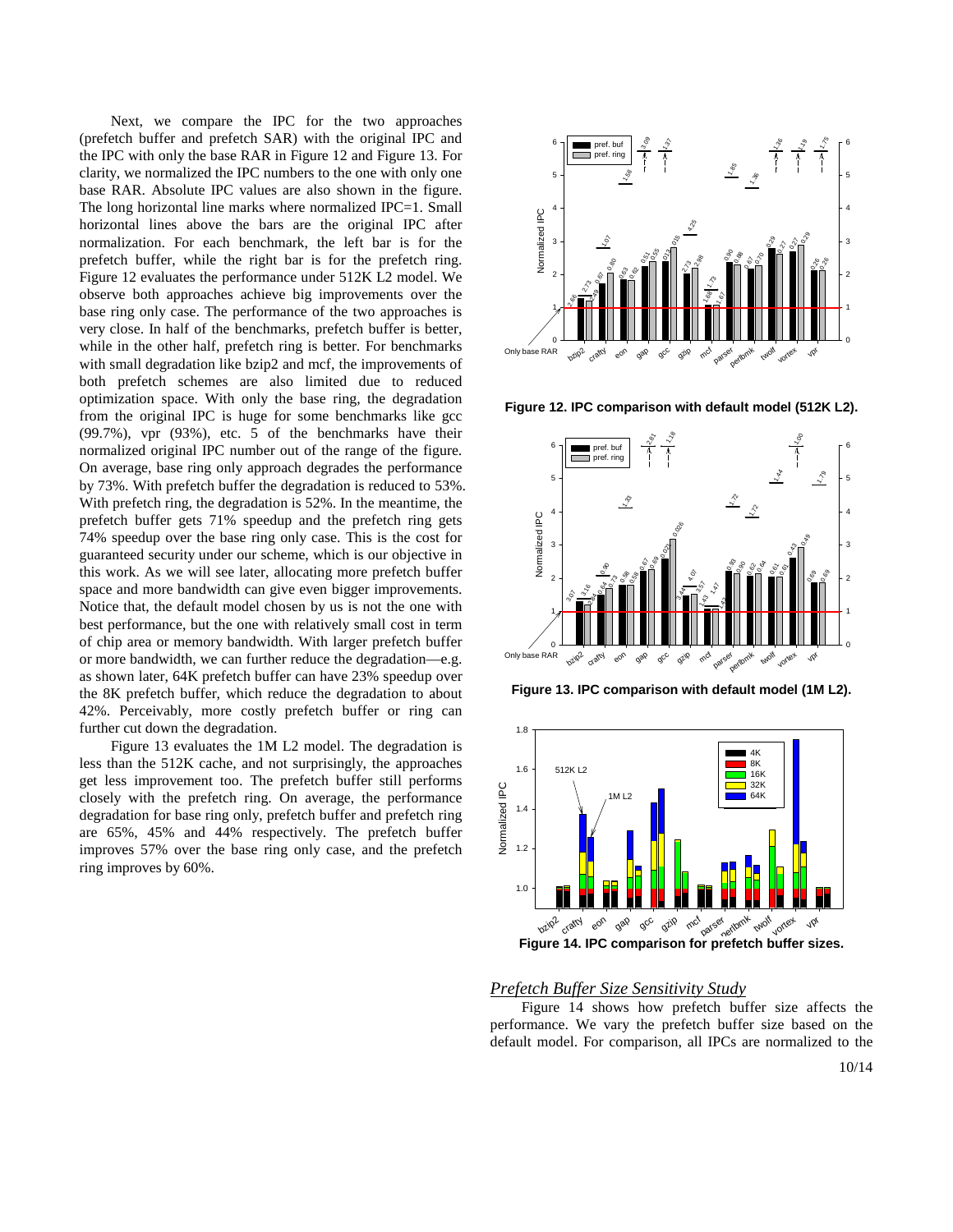Next, we compare the IPC for the two approaches (prefetch buffer and prefetch SAR) with the original IPC and the IPC with only the base RAR in Figure 12 and Figure 13. For clarity, we normalized the IPC numbers to the one with only one base RAR. Absolute IPC values are also shown in the figure. The long horizontal line marks where normalized IPC=1. Small horizontal lines above the bars are the original IPC after normalization. For each benchmark, the left bar is for the prefetch buffer, while the right bar is for the prefetch ring. Figure 12 evaluates the performance under 512K L2 model. We observe both approaches achieve big improvements over the base ring only case. The performance of the two approaches is very close. In half of the benchmarks, prefetch buffer is better, while in the other half, prefetch ring is better. For benchmarks with small degradation like bzip2 and mcf, the improvements of both prefetch schemes are also limited due to reduced optimization space. With only the base ring, the degradation from the original IPC is huge for some benchmarks like gcc (99.7%), vpr (93%), etc. 5 of the benchmarks have their normalized original IPC number out of the range of the figure. On average, base ring only approach degrades the performance by 73%. With prefetch buffer the degradation is reduced to 53%. With prefetch ring, the degradation is 52%. In the meantime, the prefetch buffer gets 71% speedup and the prefetch ring gets 74% speedup over the base ring only case. This is the cost for guaranteed security under our scheme, which is our objective in this work. As we will see later, allocating more prefetch buffer space and more bandwidth can give even bigger improvements. Notice that, the default model chosen by us is not the one with best performance, but the one with relatively small cost in term of chip area or memory bandwidth. With larger prefetch buffer or more bandwidth, we can further reduce the degradation—e.g. as shown later, 64K prefetch buffer can have 23% speedup over the 8K prefetch buffer, which reduce the degradation to about 42%. Perceivably, more costly prefetch buffer or ring can further cut down the degradation.

Figure 13 evaluates the 1M L2 model. The degradation is less than the 512K cache, and not surprisingly, the approaches get less improvement too. The prefetch buffer still performs closely with the prefetch ring. On average, the performance degradation for base ring only, prefetch buffer and prefetch ring are 65%, 45% and 44% respectively. The prefetch buffer improves 57% over the base ring only case, and the prefetch ring improves by 60%.

pref. buf
pref. ring
Normalized IPC
Only base RAR
bzip2 crafty eon gap gcc gzip mcf parser perlbmk twolf vortex vpr

**Figure 12. IPC comparison with default model (512K L2).**

pref. buf
pref. ring
Normalized IPC
Only base RAR
bzip2 crafty eon gap gcc gzip mcf parser perlbmk twolf vortex vpr

**Figure 13. IPC comparison with default model (1M L2).**

4K
8K
16K
32K
64K
512K L2
1M L2
Normalized IPC
bzip2 crafty eon gap gcc gzip mcf parser perlbmk twolf vortex vpr

**Figure 14. IPC comparison for prefetch buffer sizes.**

### *Prefetch Buffer Size Sensitivity Study*

Figure 14 shows how prefetch buffer size affects the performance. We vary the prefetch buffer size based on the default model. For comparison, all IPCs are normalized to the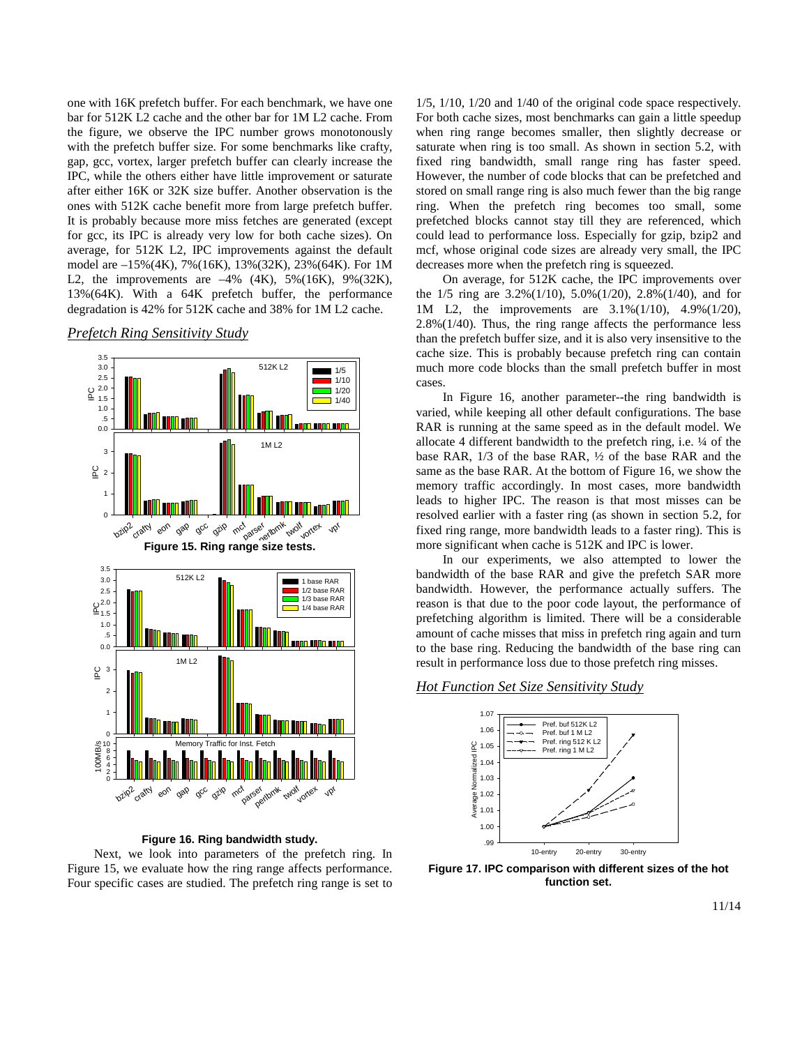one with 16K prefetch buffer. For each benchmark, we have one bar for 512K L2 cache and the other bar for 1M L2 cache. From the figure, we observe the IPC number grows monotonously with the prefetch buffer size. For some benchmarks like crafty, gap, gcc, vortex, larger prefetch buffer can clearly increase the IPC, while the others either have little improvement or saturate after either 16K or 32K size buffer. Another observation is the ones with 512K cache benefit more from large prefetch buffer. It is probably because more miss fetches are generated (except for gcc, its IPC is already very low for both cache sizes). On average, for 512K L2, IPC improvements against the default model are –15%(4K), 7%(16K), 13%(32K), 23%(64K). For 1M L2, the improvements are –4% (4K), 5%(16K), 9%(32K), 13%(64K). With a 64K prefetch buffer, the performance degradation is 42% for 512K cache and 38% for 1M L2 cache.

### *Prefetch Ring Sensitivity Study*

512K L2
1/5
1/10
1/20
1/40
IPC
3.5
3.0
2.5
2.0
1.5
1.0
.5
0.0
1M L2
IPC
3
2
1
0
bzip2 crafty eon gap gcc gzip mcf parser perlbmk twolf vortex vpr

**Figure 15. Ring range size tests.**

512K L2
1 base RAR
1/2 base RAR
1/3 base RAR
1/4 base RAR
IPC
3.5
3.0
2.5
2.0
1.5
1.0
.5
0.0
1M L2
IPC
3
2
1
0
Memory Traffic for Inst. Fetch
100MB/s
10
8
6
4
2
0
bzip2 crafty eon gap gcc gzip mcf parser perlbmk twolf vortex vpr

**Figure 16. Ring bandwidth study.**

Next, we look into parameters of the prefetch ring. In Figure 15, we evaluate how the ring range affects performance. Four specific cases are studied. The prefetch ring range is set to 1/5, 1/10, 1/20 and 1/40 of the original code space respectively. For both cache sizes, most benchmarks can gain a little speedup when ring range becomes smaller, then slightly decrease or saturate when ring is too small. As shown in section 5.2, with fixed ring bandwidth, small range ring has faster speed. However, the number of code blocks that can be prefetched and stored on small range ring is also much fewer than the big range ring. When the prefetch ring becomes too small, some prefetched blocks cannot stay till they are referenced, which could lead to performance loss. Especially for gzip, bzip2 and mcf, whose original code sizes are already very small, the IPC decreases more when the prefetch ring is squeezed.

On average, for 512K cache, the IPC improvements over the 1/5 ring are 3.2%(1/10), 5.0%(1/20), 2.8%(1/40), and for 1M L2, the improvements are 3.1%(1/10), 4.9%(1/20), 2.8%(1/40). Thus, the ring range affects the performance less than the prefetch buffer size, and it is also very insensitive to the cache size. This is probably because prefetch ring can contain much more code blocks than the small prefetch buffer in most cases.

In Figure 16, another parameter--the ring bandwidth is varied, while keeping all other default configurations. The base RAR is running at the same speed as in the default model. We allocate 4 different bandwidth to the prefetch ring, i.e. ¼ of the base RAR, 1/3 of the base RAR, ½ of the base RAR and the same as the base RAR. At the bottom of Figure 16, we show the memory traffic accordingly. In most cases, more bandwidth leads to higher IPC. The reason is that most misses can be resolved earlier with a faster ring (as shown in section 5.2, for fixed ring range, more bandwidth leads to a faster ring). This is more significant when cache is 512K and IPC is lower.

In our experiments, we also attempted to lower the bandwidth of the base RAR and give the prefetch SAR more bandwidth. However, the performance actually suffers. The reason is that due to the poor code layout, the performance of prefetching algorithm is limited. There will be a considerable amount of cache misses that miss in prefetch ring again and turn to the base ring. Reducing the bandwidth of the base ring can result in performance loss due to those prefetch ring misses.

### *Hot Function Set Size Sensitivity Study*

Pref. buf 512K L2
Pref. buf 1 M L2
Pref. ring 512 K L2
Pref. ring 1 M L2
Average Normalized IPC
1.07
1.06
1.05
1.04
1.03
1.02
1.01
1.00
.99
10-entry 20-entry 30-entry

**Figure 17. IPC comparison with different sizes of the hot function set.**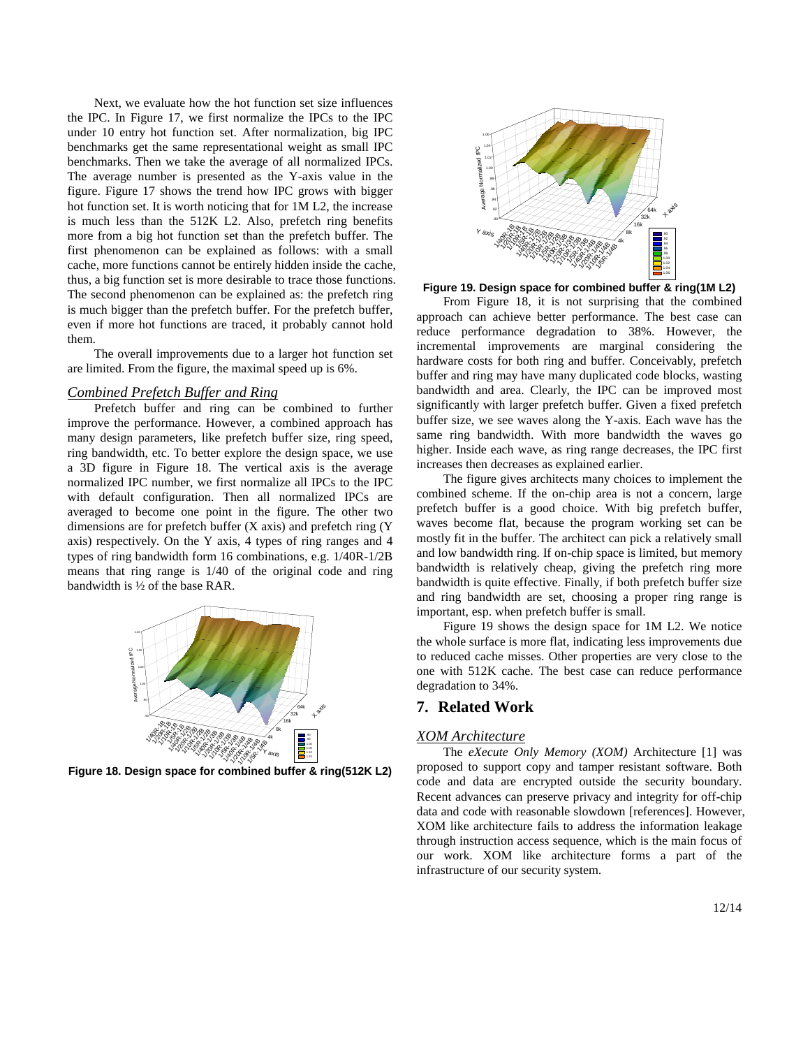Next, we evaluate how the hot function set size influences the IPC. In Figure 17, we first normalize the IPCs to the IPC under 10 entry hot function set. After normalization, big IPC benchmarks get the same representational weight as small IPC benchmarks. Then we take the average of all normalized IPCs. The average number is presented as the Y-axis value in the figure. Figure 17 shows the trend how IPC grows with bigger hot function set. It is worth noticing that for 1M L2, the increase is much less than the 512K L2. Also, prefetch ring benefits more from a big hot function set than the prefetch buffer. The first phenomenon can be explained as follows: with a small cache, more functions cannot be entirely hidden inside the cache, thus, a big function set is more desirable to trace those functions. The second phenomenon can be explained as: the prefetch ring is much bigger than the prefetch buffer. For the prefetch buffer, even if more hot functions are traced, it probably cannot hold them.

The overall improvements due to a larger hot function set are limited. From the figure, the maximal speed up is 6%.

### *Combined Prefetch Buffer and Ring*

Prefetch buffer and ring can be combined to further improve the performance. However, a combined approach has many design parameters, like prefetch buffer size, ring speed, ring bandwidth, etc. To better explore the design space, we use a 3D figure in Figure 18. The vertical axis is the average normalized IPC number, we first normalize all IPCs to the IPC with default configuration. Then all normalized IPCs are averaged to become one point in the figure. The other two dimensions are for prefetch buffer (X axis) and prefetch ring (Y axis) respectively. On the Y axis, 4 types of ring ranges and 4 types of ring bandwidth form 16 combinations, e.g. 1/40R-1/2B means that ring range is 1/40 of the original code and ring bandwidth is ½ of the base RAR.

Average Normalized IPC
X axis
Y axis
4k
8k
16k
32k
64k
1/40R-1B
1/20R-1B
1/10R-1B
1/5R-1B
1/40R-1/2B
1/20R-1/2B
1/10R-1/2B
1/5R-1/2B
1/40R-1/3B
1/20R-1/3B
1/10R-1/3B
1/5R-1/3B
1/40R-1/4B
1/20R-1/4B
1/10R-1/4B
1/5R-1/4B

**Figure 18. Design space for combined buffer & ring(512K L2)**

Average Normalized IPC
1.06
1.04
1.02
1.00
.98
.96
.94
.92
.90
X axis
Y axis
4k
8k
16k
32k
64k
1/40R-1B
1/20R-1B
1/10R-1B
1/5R-1B
1/40R-1/2B
1/20R-1/2B
1/10R-1/2B
1/5R-1/2B
1/40R-1/3B
1/20R-1/3B
1/10R-1/3B
1/5R-1/3B
1/40R-1/4B
1/20R-1/4B
1/10R-1/4B
1/5R-1/4B

**Figure 19. Design space for combined buffer & ring(1M L2)**

From Figure 18, it is not surprising that the combined approach can achieve better performance. The best case can reduce performance degradation to 38%. However, the incremental improvements are marginal considering the hardware costs for both ring and buffer. Conceivably, prefetch buffer and ring may have many duplicated code blocks, wasting bandwidth and area. Clearly, the IPC can be improved most significantly with larger prefetch buffer. Given a fixed prefetch buffer size, we see waves along the Y-axis. Each wave has the same ring bandwidth. With more bandwidth the waves go higher. Inside each wave, as ring range decreases, the IPC first increases then decreases as explained earlier.

The figure gives architects many choices to implement the combined scheme. If the on-chip area is not a concern, large prefetch buffer is a good choice. With big prefetch buffer, waves become flat, because the program working set can be mostly fit in the buffer. The architect can pick a relatively small and low bandwidth ring. If on-chip space is limited, but memory bandwidth is relatively cheap, giving the prefetch ring more bandwidth is quite effective. Finally, if both prefetch buffer size and ring bandwidth are set, choosing a proper ring range is important, esp. when prefetch buffer is small.

Figure 19 shows the design space for 1M L2. We notice the whole surface is more flat, indicating less improvements due to reduced cache misses. Other properties are very close to the one with 512K cache. The best case can reduce performance degradation to 34%.

## 7. Related Work

### *XOM Architecture*

The *eXecute Only Memory (XOM)* Architecture [1] was proposed to support copy and tamper resistant software. Both code and data are encrypted outside the security boundary. Recent advances can preserve privacy and integrity for off-chip data and code with reasonable slowdown [references]. However, XOM like architecture fails to address the information leakage through instruction access sequence, which is the main focus of our work. XOM like architecture forms a part of the infrastructure of our security system.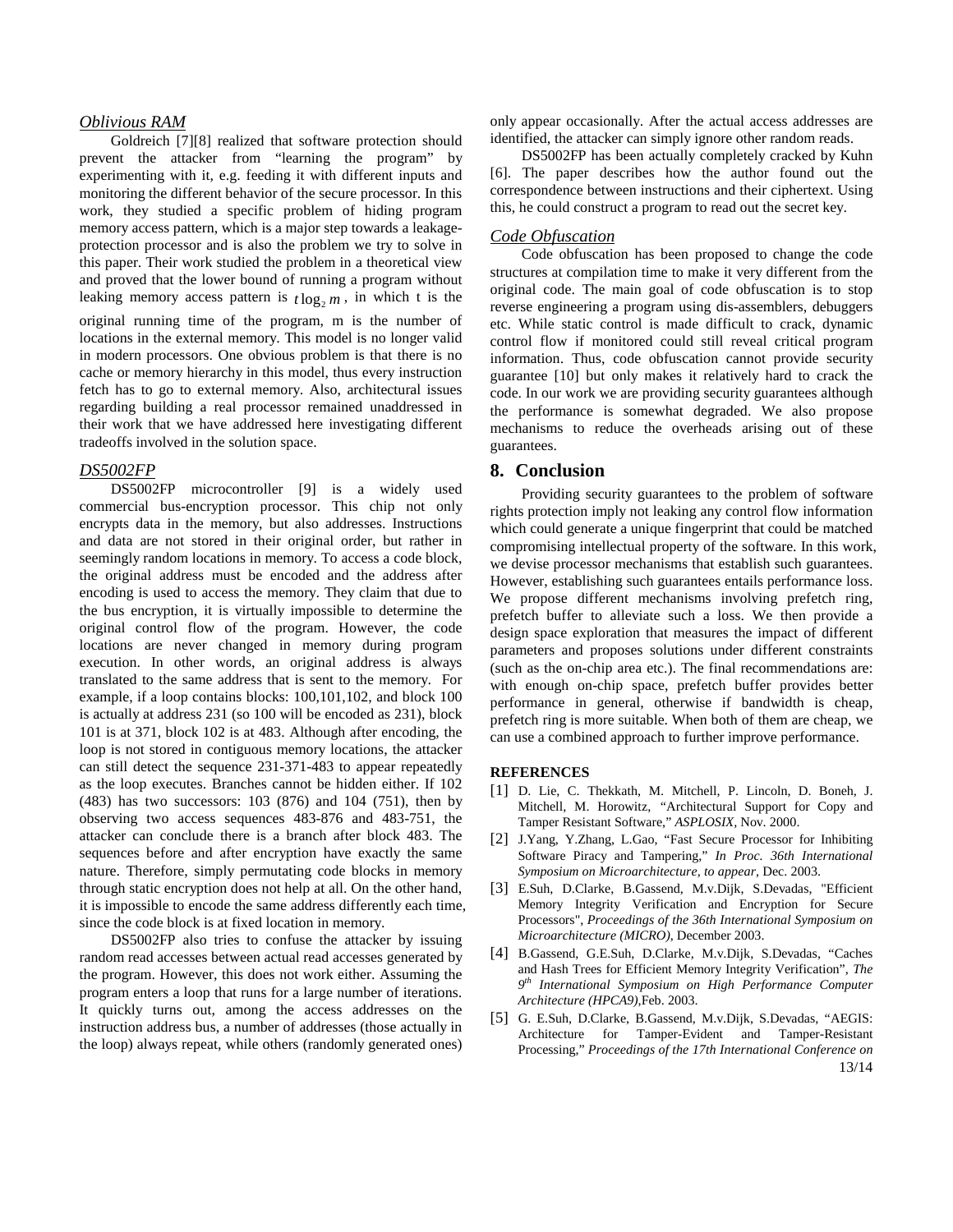*Oblivious RAM*

Goldreich [7][8] realized that software protection should prevent the attacker from "learning the program" by experimenting with it, e.g. feeding it with different inputs and monitoring the different behavior of the secure processor. In this work, they studied a specific problem of hiding program memory access pattern, which is a major step towards a leakage-protection processor and is also the problem we try to solve in this paper. Their work studied the problem in a theoretical view and proved that the lower bound of running a program without leaking memory access pattern is $t\log_2 m$, in which t is the original running time of the program, m is the number of locations in the external memory. This model is no longer valid in modern processors. One obvious problem is that there is no cache or memory hierarchy in this model, thus every instruction fetch has to go to external memory. Also, architectural issues regarding building a real processor remained unaddressed in their work that we have addressed here investigating different tradeoffs involved in the solution space.

*DS5002FP*

DS5002FP microcontroller [9] is a widely used commercial bus-encryption processor. This chip not only encrypts data in the memory, but also addresses. Instructions and data are not stored in their original order, but rather in seemingly random locations in memory. To access a code block, the original address must be encoded and the address after encoding is used to access the memory. They claim that due to the bus encryption, it is virtually impossible to determine the original control flow of the program. However, the code locations are never changed in memory during program execution. In other words, an original address is always translated to the same address that is sent to the memory. For example, if a loop contains blocks: 100,101,102, and block 100 is actually at address 231 (so 100 will be encoded as 231), block 101 is at 371, block 102 is at 483. Although after encoding, the loop is not stored in contiguous memory locations, the attacker can still detect the sequence 231-371-483 to appear repeatedly as the loop executes. Branches cannot be hidden either. If 102 (483) has two successors: 103 (876) and 104 (751), then by observing two access sequences 483-876 and 483-751, the attacker can conclude there is a branch after block 483. The sequences before and after encryption have exactly the same nature. Therefore, simply permutating code blocks in memory through static encryption does not help at all. On the other hand, it is impossible to encode the same address differently each time, since the code block is at fixed location in memory.

DS5002FP also tries to confuse the attacker by issuing random read accesses between actual read accesses generated by the program. However, this does not work either. Assuming the program enters a loop that runs for a large number of iterations. It quickly turns out, among the access addresses on the instruction address bus, a number of addresses (those actually in the loop) always repeat, while others (randomly generated ones) only appear occasionally. After the actual access addresses are identified, the attacker can simply ignore other random reads.

DS5002FP has been actually completely cracked by Kuhn [6]. The paper describes how the author found out the correspondence between instructions and their ciphertext. Using this, he could construct a program to read out the secret key.

*Code Obfuscation*

Code obfuscation has been proposed to change the code structures at compilation time to make it very different from the original code. The main goal of code obfuscation is to stop reverse engineering a program using dis-assemblers, debuggers etc. While static control is made difficult to crack, dynamic control flow if monitored could still reveal critical program information. Thus, code obfuscation cannot provide security guarantee [10] but only makes it relatively hard to crack the code. In our work we are providing security guarantees although the performance is somewhat degraded. We also propose mechanisms to reduce the overheads arising out of these guarantees.

## 8. Conclusion

Providing security guarantees to the problem of software rights protection imply not leaking any control flow information which could generate a unique fingerprint that could be matched compromising intellectual property of the software. In this work, we devise processor mechanisms that establish such guarantees. However, establishing such guarantees entails performance loss. We propose different mechanisms involving prefetch ring, prefetch buffer to alleviate such a loss. We then provide a design space exploration that measures the impact of different parameters and proposes solutions under different constraints (such as the on-chip area etc.). The final recommendations are: with enough on-chip space, prefetch buffer provides better performance in general, otherwise if bandwidth is cheap, prefetch ring is more suitable. When both of them are cheap, we can use a combined approach to further improve performance.

**REFERENCES**

[1] D. Lie, C. Thekkath, M. Mitchell, P. Lincoln, D. Boneh, J. Mitchell, M. Horowitz, "Architectural Support for Copy and Tamper Resistant Software," *ASPLOSIX*, Nov. 2000.

[2] J.Yang, Y.Zhang, L.Gao, "Fast Secure Processor for Inhibiting Software Piracy and Tampering," *In Proc. 36th International Symposium on Microarchitecture, to appear*, Dec. 2003.

[3] E.Suh, D.Clarke, B.Gassend, M.v.Dijk, S.Devadas, "Efficient Memory Integrity Verification and Encryption for Secure Processors", *Proceedings of the 36th International Symposium on Microarchitecture (MICRO)*, December 2003.

[4] B.Gassend, G.E.Suh, D.Clarke, M.v.Dijk, S.Devadas, "Caches and Hash Trees for Efficient Memory Integrity Verification", *The 9th International Symposium on High Performance Computer Architecture (HPCA9)*, Feb. 2003.

[5] G. E.Suh, D.Clarke, B.Gassend, M.v.Dijk, S.Devadas, "AEGIS: Architecture for Tamper-Evident and Tamper-Resistant Processing," *Proceedings of the 17th International Conference on*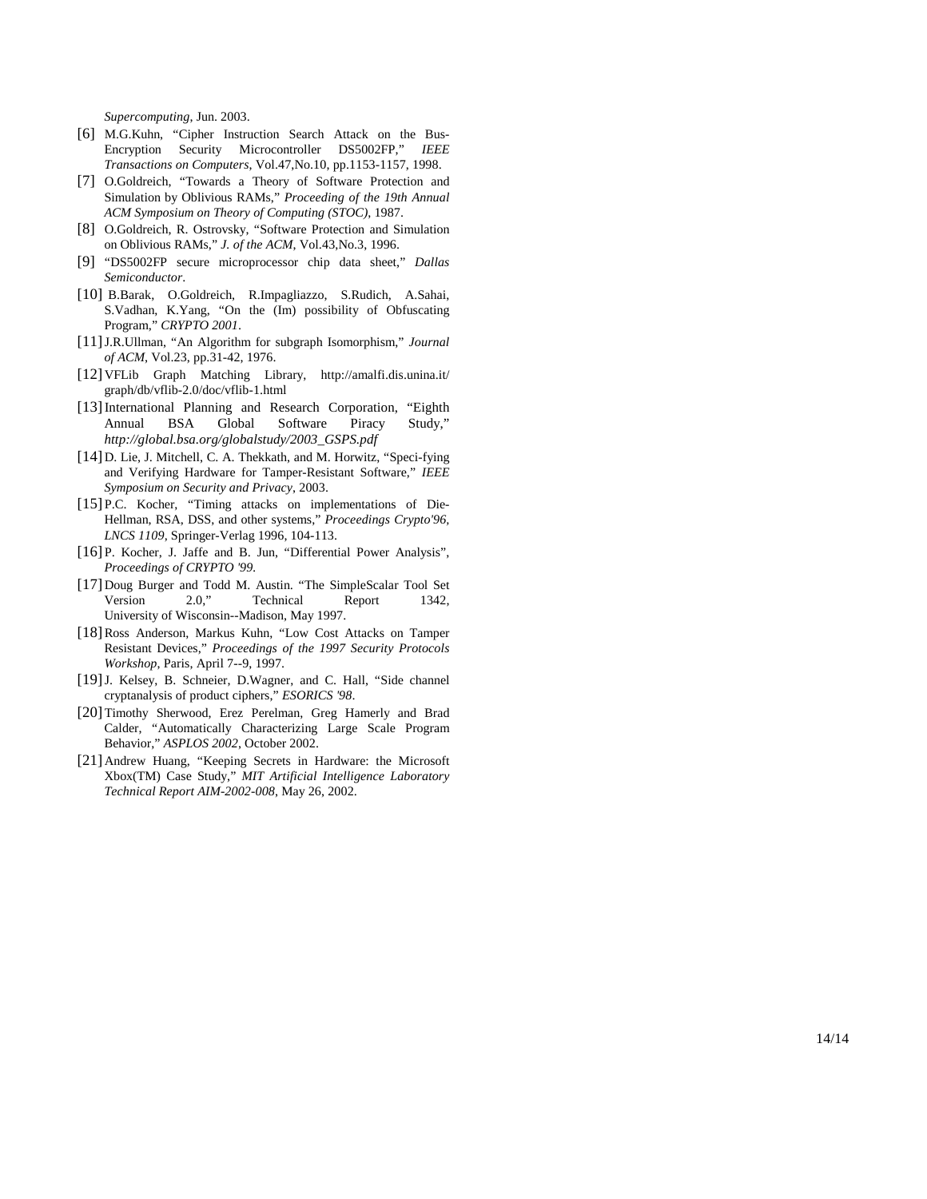*Supercomputing*, Jun. 2003.

[6] M.G.Kuhn, "Cipher Instruction Search Attack on the Bus-Encryption Security Microcontroller DS5002FP," *IEEE Transactions on Computers*, Vol.47,No.10, pp.1153-1157, 1998.

[7] O.Goldreich, "Towards a Theory of Software Protection and Simulation by Oblivious RAMs," *Proceeding of the 19th Annual ACM Symposium on Theory of Computing (STOC)*, 1987.

[8] O.Goldreich, R. Ostrovsky, "Software Protection and Simulation on Oblivious RAMs," *J. of the ACM*, Vol.43,No.3, 1996.

[9] "DS5002FP secure microprocessor chip data sheet," *Dallas Semiconductor*.

[10] B.Barak, O.Goldreich, R.Impagliazzo, S.Rudich, A.Sahai, S.Vadhan, K.Yang, "On the (Im) possibility of Obfuscating Program," *CRYPTO 2001*.

[11] J.R.Ullman, "An Algorithm for subgraph Isomorphism," *Journal of ACM*, Vol.23, pp.31-42, 1976.

[12] VFLib Graph Matching Library, http://amalfi.dis.unina.it/graph/db/vflib-2.0/doc/vflib-1.html

[13] International Planning and Research Corporation, "Eighth Annual BSA Global Software Piracy Study," *http://global.bsa.org/globalstudy/2003_GSPS.pdf*

[14] D. Lie, J. Mitchell, C. A. Thekkath, and M. Horwitz, "Speci-fying and Verifying Hardware for Tamper-Resistant Software," *IEEE Symposium on Security and Privacy*, 2003.

[15] P.C. Kocher, "Timing attacks on implementations of Die-Hellman, RSA, DSS, and other systems," *Proceedings Crypto'96, LNCS 1109*, Springer-Verlag 1996, 104-113.

[16] P. Kocher, J. Jaffe and B. Jun, "Differential Power Analysis", *Proceedings of CRYPTO '99*.

[17] Doug Burger and Todd M. Austin. "The SimpleScalar Tool Set Version 2.0," Technical Report 1342, University of Wisconsin--Madison, May 1997.

[18] Ross Anderson, Markus Kuhn, "Low Cost Attacks on Tamper Resistant Devices," *Proceedings of the 1997 Security Protocols Workshop*, Paris, April 7--9, 1997.

[19] J. Kelsey, B. Schneier, D.Wagner, and C. Hall, "Side channel cryptanalysis of product ciphers," *ESORICS '98*.

[20] Timothy Sherwood, Erez Perelman, Greg Hamerly and Brad Calder, "Automatically Characterizing Large Scale Program Behavior," *ASPLOS 2002*, October 2002.

[21] Andrew Huang, "Keeping Secrets in Hardware: the Microsoft Xbox(TM) Case Study," *MIT Artificial Intelligence Laboratory Technical Report AIM-2002-008*, May 26, 2002.